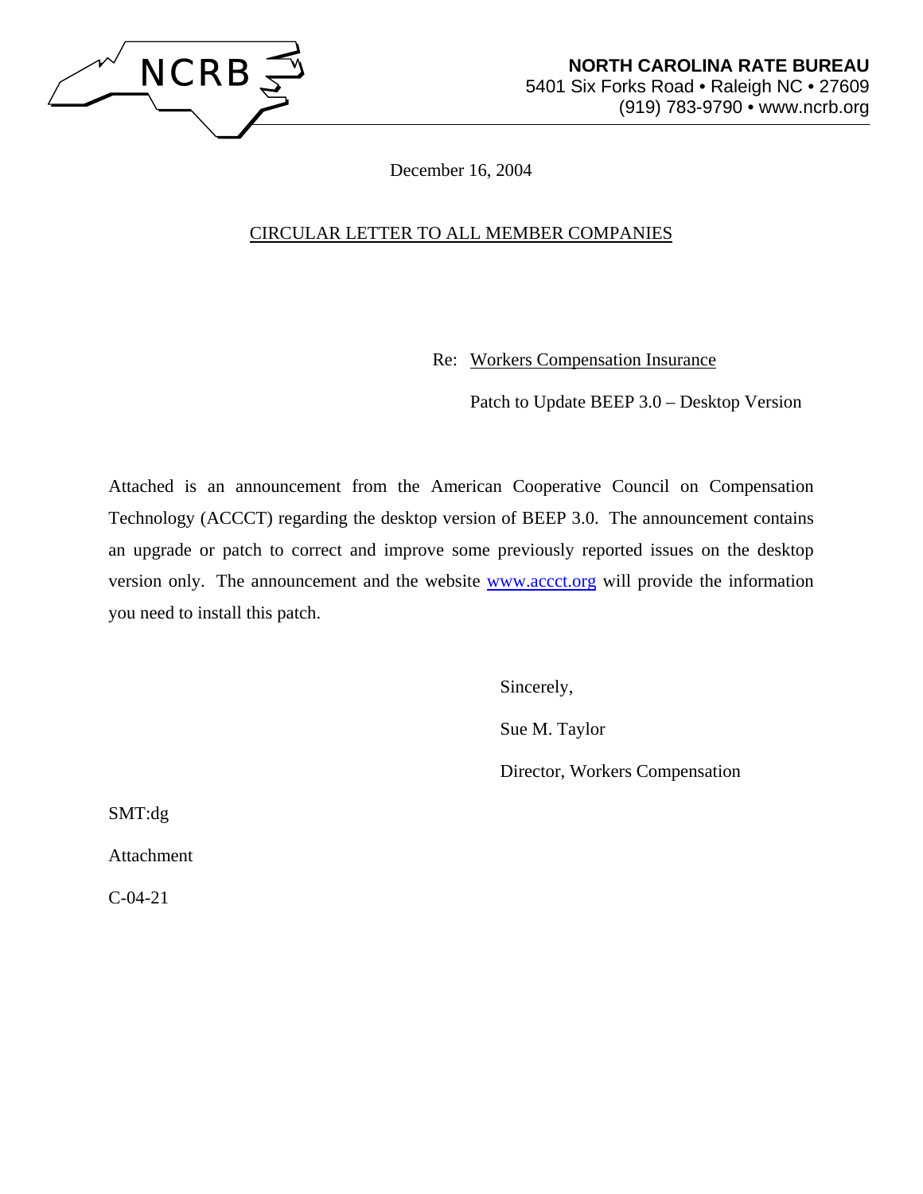NCRB

**NORTH CAROLINA RATE BUREAU**
5401 Six Forks Road • Raleigh NC • 27609
(919) 783-9790 • www.ncrb.org

December 16, 2004

CIRCULAR LETTER TO ALL MEMBER COMPANIES

Re: Workers Compensation Insurance

Patch to Update BEEP 3.0 – Desktop Version

Attached is an announcement from the American Cooperative Council on Compensation Technology (ACCCT) regarding the desktop version of BEEP 3.0. The announcement contains an upgrade or patch to correct and improve some previously reported issues on the desktop version only. The announcement and the website [www.accct.org](http://www.accct.org) will provide the information you need to install this patch.

Sincerely,

Sue M. Taylor

Director, Workers Compensation

SMT:dg

Attachment

C-04-21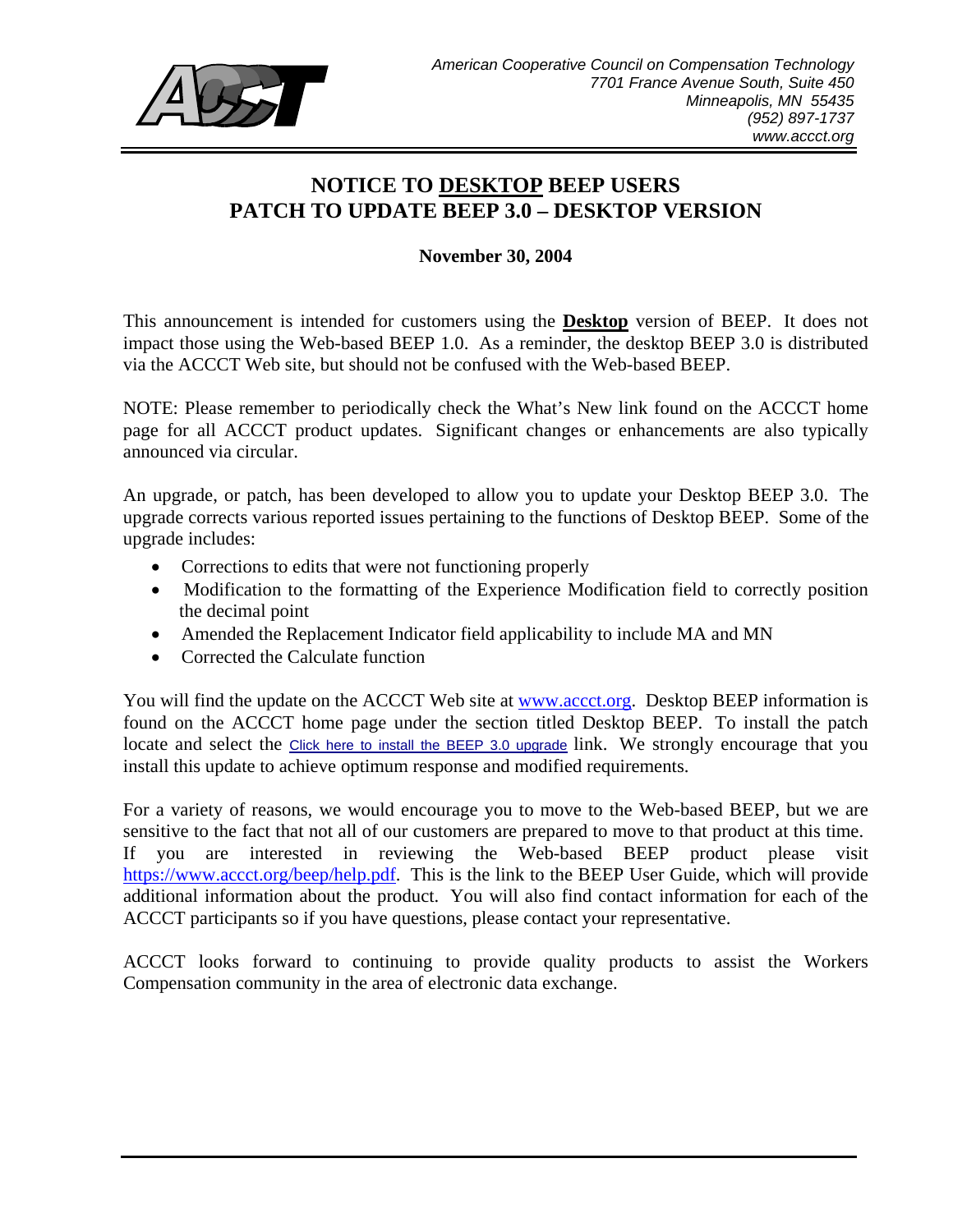American Cooperative Council on Compensation Technology
7701 France Avenue South, Suite 450
Minneapolis, MN 55435
(952) 897-1737
www.accct.org

# NOTICE TO DESKTOP BEEP USERS
# PATCH TO UPDATE BEEP 3.0 – DESKTOP VERSION

**November 30, 2004**

This announcement is intended for customers using the **Desktop** version of BEEP. It does not impact those using the Web-based BEEP 1.0. As a reminder, the desktop BEEP 3.0 is distributed via the ACCCT Web site, but should not be confused with the Web-based BEEP.

NOTE: Please remember to periodically check the What's New link found on the ACCCT home page for all ACCCT product updates. Significant changes or enhancements are also typically announced via circular.

An upgrade, or patch, has been developed to allow you to update your Desktop BEEP 3.0. The upgrade corrects various reported issues pertaining to the functions of Desktop BEEP. Some of the upgrade includes:

- Corrections to edits that were not functioning properly
- Modification to the formatting of the Experience Modification field to correctly position the decimal point
- Amended the Replacement Indicator field applicability to include MA and MN
- Corrected the Calculate function

You will find the update on the ACCCT Web site at www.accct.org. Desktop BEEP information is found on the ACCCT home page under the section titled Desktop BEEP. To install the patch locate and select the Click here to install the BEEP 3.0 upgrade link. We strongly encourage that you install this update to achieve optimum response and modified requirements.

For a variety of reasons, we would encourage you to move to the Web-based BEEP, but we are sensitive to the fact that not all of our customers are prepared to move to that product at this time. If you are interested in reviewing the Web-based BEEP product please visit https://www.accct.org/beep/help.pdf. This is the link to the BEEP User Guide, which will provide additional information about the product. You will also find contact information for each of the ACCCT participants so if you have questions, please contact your representative.

ACCCT looks forward to continuing to provide quality products to assist the Workers Compensation community in the area of electronic data exchange.